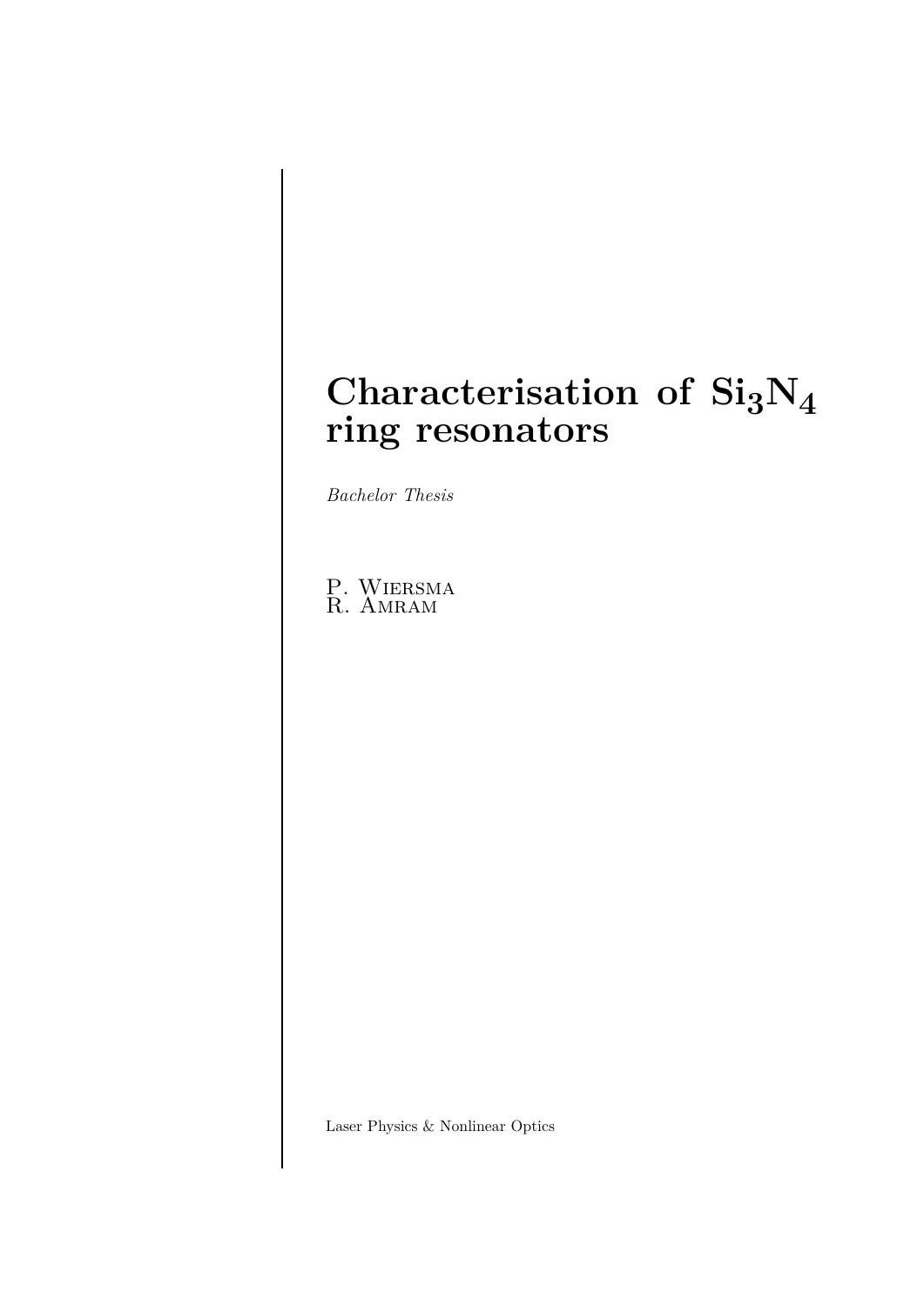# Characterisation of $Si_3N_4$ ring resonators

*Bachelor Thesis*

P. Wiersma
R. Amram

Laser Physics & Nonlinear Optics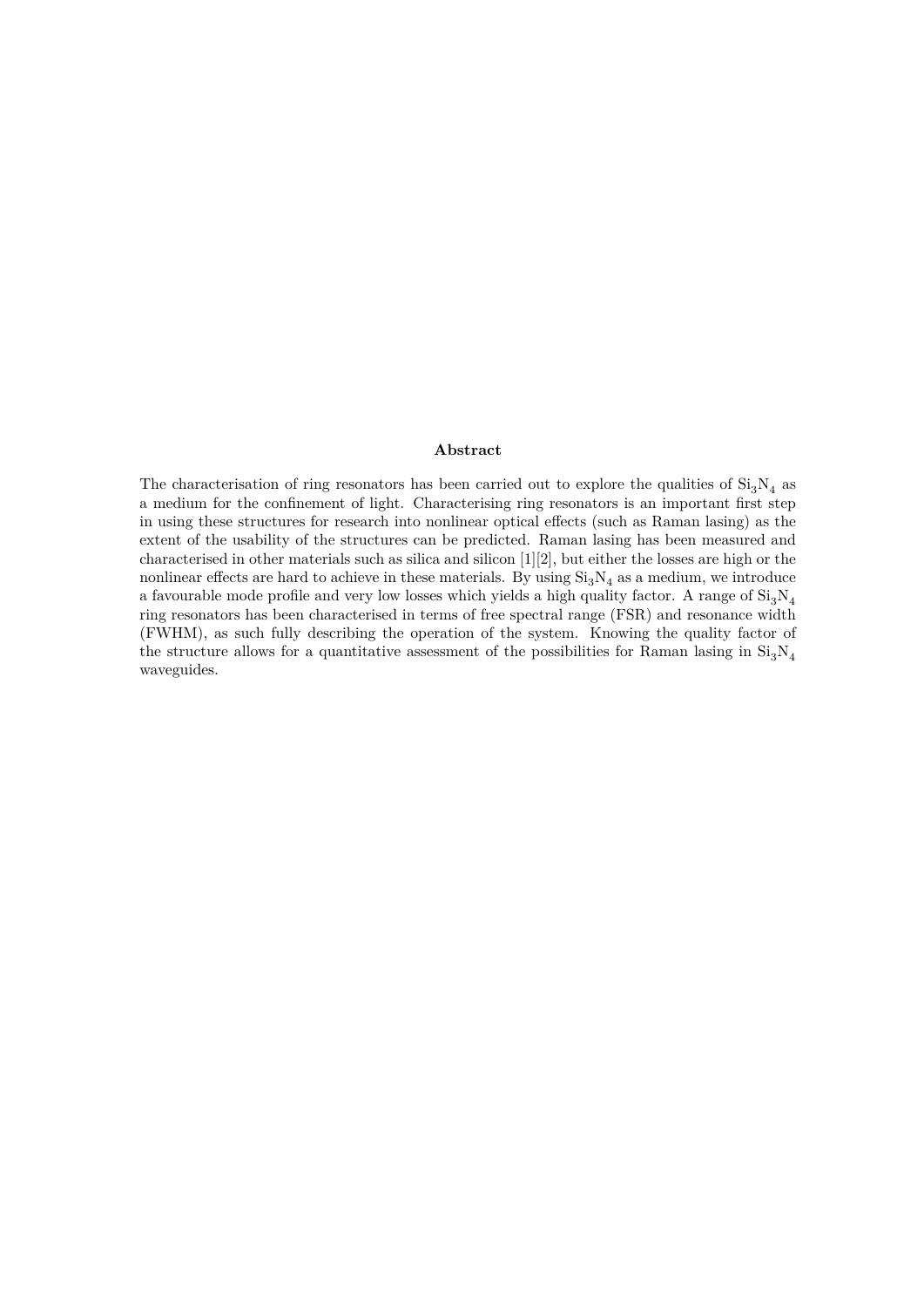## Abstract

The characterisation of ring resonators has been carried out to explore the qualities of $Si_3N_4$ as a medium for the confinement of light. Characterising ring resonators is an important first step in using these structures for research into nonlinear optical effects (such as Raman lasing) as the extent of the usability of the structures can be predicted. Raman lasing has been measured and characterised in other materials such as silica and silicon [1][2], but either the losses are high or the nonlinear effects are hard to achieve in these materials. By using $Si_3N_4$ as a medium, we introduce a favourable mode profile and very low losses which yields a high quality factor. A range of $Si_3N_4$ ring resonators has been characterised in terms of free spectral range (FSR) and resonance width (FWHM), as such fully describing the operation of the system. Knowing the quality factor of the structure allows for a quantitative assessment of the possibilities for Raman lasing in $Si_3N_4$ waveguides.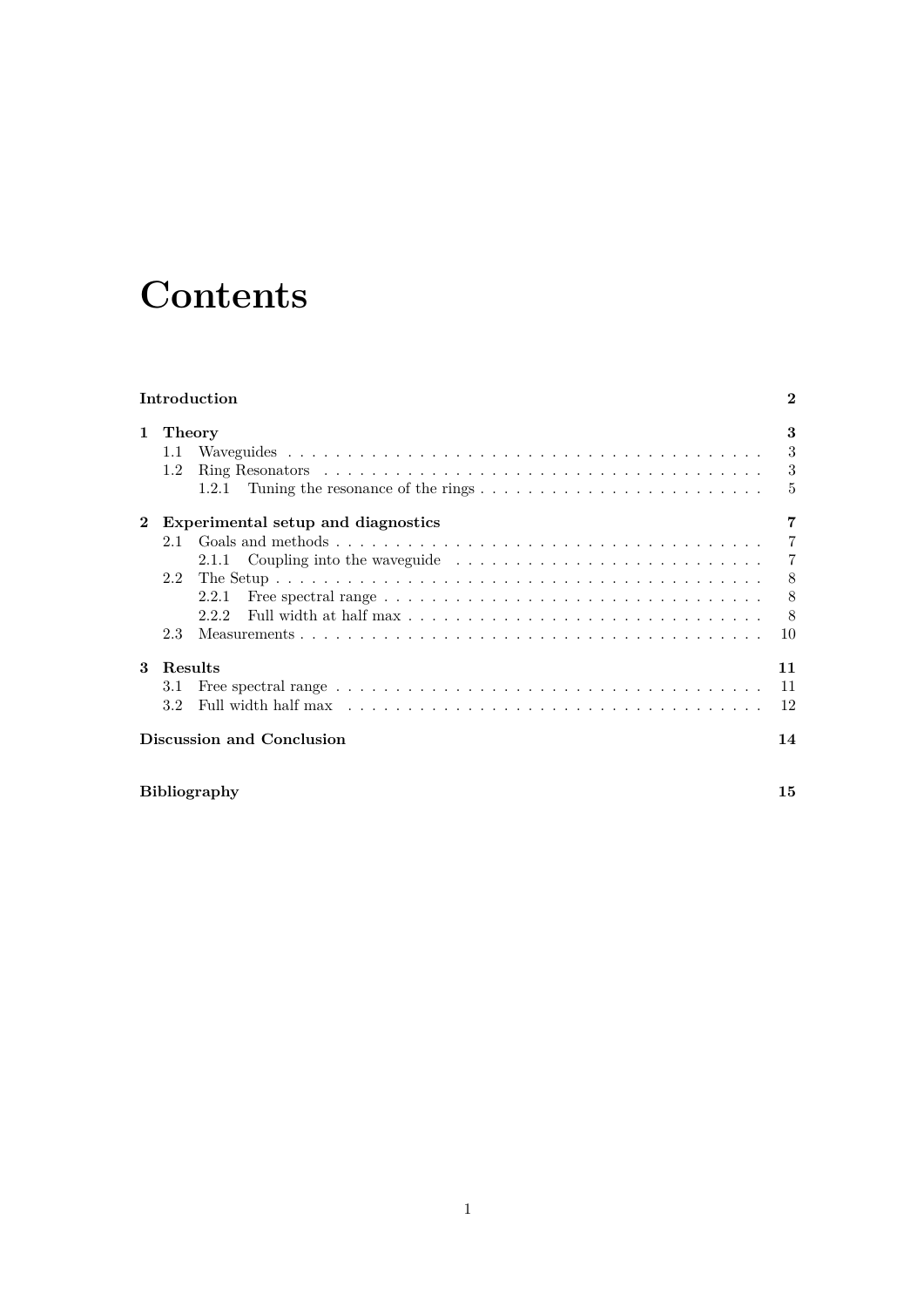# Contents

| | |
|---|---|
| **Introduction** | **2** |
| **1 Theory** | **3** |
| 1.1 Waveguides | 3 |
| 1.2 Ring Resonators | 3 |
| 1.2.1 Tuning the resonance of the rings | 5 |
| **2 Experimental setup and diagnostics** | **7** |
| 2.1 Goals and methods | 7 |
| 2.1.1 Coupling into the waveguide | 7 |
| 2.2 The Setup | 8 |
| 2.2.1 Free spectral range | 8 |
| 2.2.2 Full width at half max | 8 |
| 2.3 Measurements | 10 |
| **3 Results** | **11** |
| 3.1 Free spectral range | 11 |
| 3.2 Full width half max | 12 |
| **Discussion and Conclusion** | **14** |
| **Bibliography** | **15** |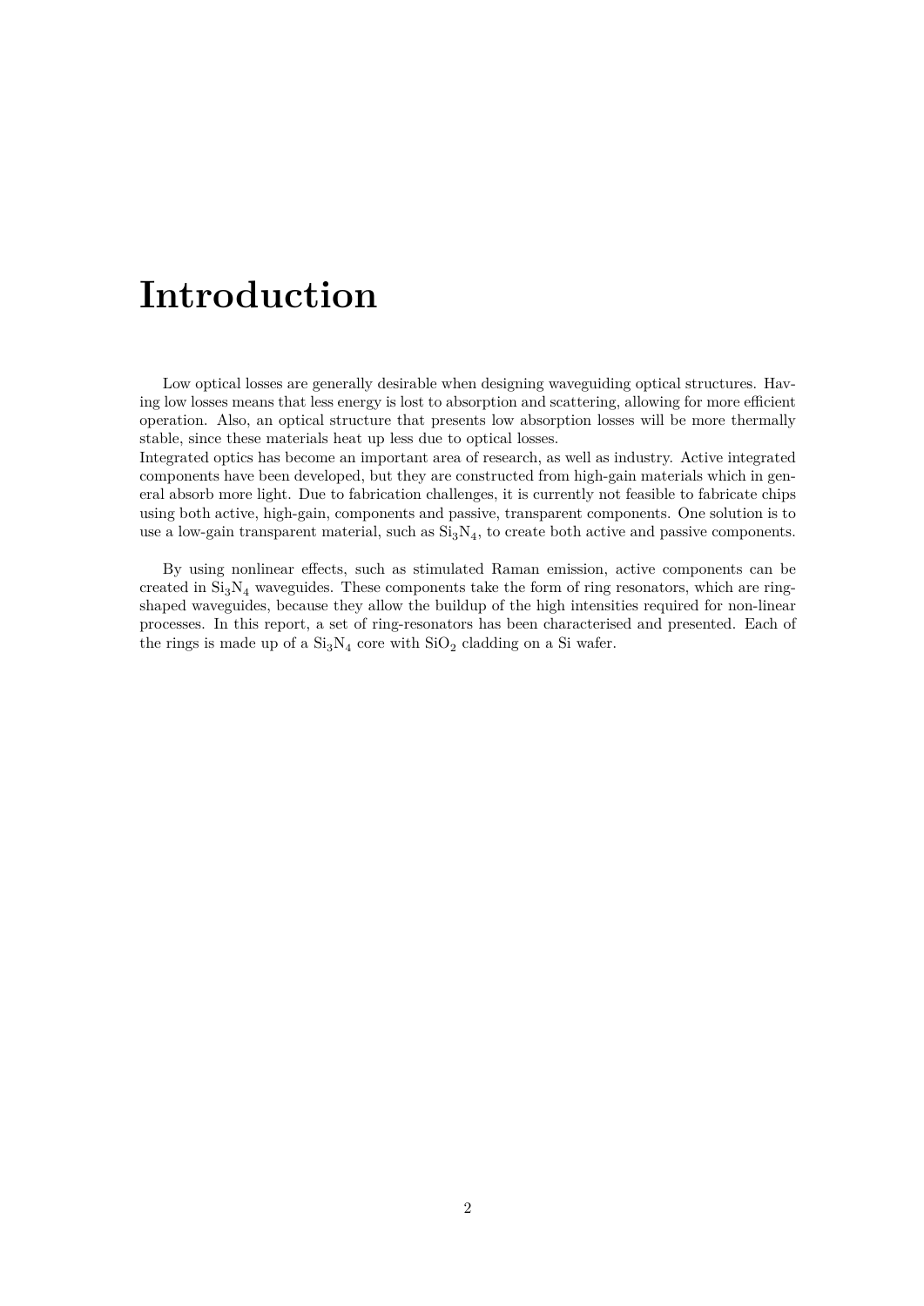# Introduction

Low optical losses are generally desirable when designing waveguiding optical structures. Having low losses means that less energy is lost to absorption and scattering, allowing for more efficient operation. Also, an optical structure that presents low absorption losses will be more thermally stable, since these materials heat up less due to optical losses.
Integrated optics has become an important area of research, as well as industry. Active integrated components have been developed, but they are constructed from high-gain materials which in general absorb more light. Due to fabrication challenges, it is currently not feasible to fabricate chips using both active, high-gain, components and passive, transparent components. One solution is to use a low-gain transparent material, such as $Si_3N_4$, to create both active and passive components.

By using nonlinear effects, such as stimulated Raman emission, active components can be created in $Si_3N_4$ waveguides. These components take the form of ring resonators, which are ring-shaped waveguides, because they allow the buildup of the high intensities required for non-linear processes. In this report, a set of ring-resonators has been characterised and presented. Each of the rings is made up of a $Si_3N_4$ core with $SiO_2$ cladding on a Si wafer.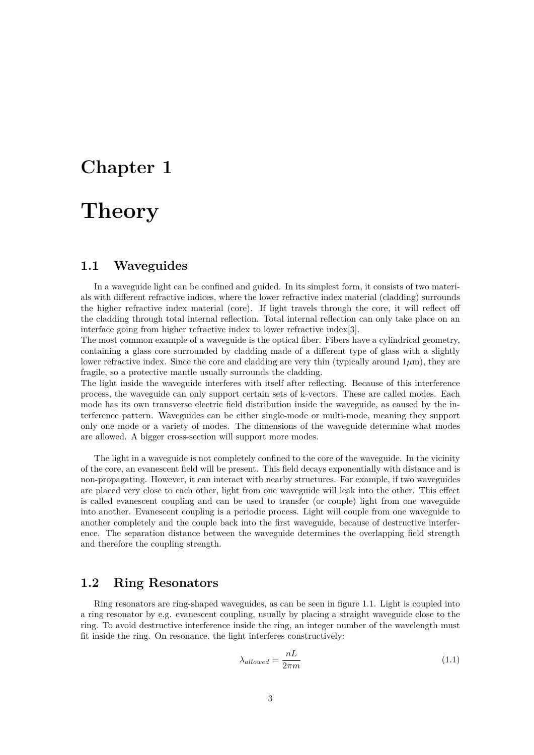# Chapter 1

# Theory

## 1.1 Waveguides

In a waveguide light can be confined and guided. In its simplest form, it consists of two materials with different refractive indices, where the lower refractive index material (cladding) surrounds the higher refractive index material (core). If light travels through the core, it will reflect off the cladding through total internal reflection. Total internal reflection can only take place on an interface going from higher refractive index to lower refractive index[3].
The most common example of a waveguide is the optical fiber. Fibers have a cylindrical geometry, containing a glass core surrounded by cladding made of a different type of glass with a slightly lower refractive index. Since the core and cladding are very thin (typically around $1\mu$m), they are fragile, so a protective mantle usually surrounds the cladding.
The light inside the waveguide interferes with itself after reflecting. Because of this interference process, the waveguide can only support certain sets of k-vectors. These are called modes. Each mode has its own transverse electric field distribution inside the waveguide, as caused by the interference pattern. Waveguides can be either single-mode or multi-mode, meaning they support only one mode or a variety of modes. The dimensions of the waveguide determine what modes are allowed. A bigger cross-section will support more modes.

The light in a waveguide is not completely confined to the core of the waveguide. In the vicinity of the core, an evanescent field will be present. This field decays exponentially with distance and is non-propagating. However, it can interact with nearby structures. For example, if two waveguides are placed very close to each other, light from one waveguide will leak into the other. This effect is called evanescent coupling and can be used to transfer (or couple) light from one waveguide into another. Evanescent coupling is a periodic process. Light will couple from one waveguide to another completely and the couple back into the first waveguide, because of destructive interference. The separation distance between the waveguide determines the overlapping field strength and therefore the coupling strength.

## 1.2 Ring Resonators

Ring resonators are ring-shaped waveguides, as can be seen in figure 1.1. Light is coupled into a ring resonator by e.g. evanescent coupling, usually by placing a straight waveguide close to the ring. To avoid destructive interference inside the ring, an integer number of the wavelength must fit inside the ring. On resonance, the light interferes constructively:

$$\lambda_{allowed} = \frac{nL}{2\pi m} \tag{1.1}$$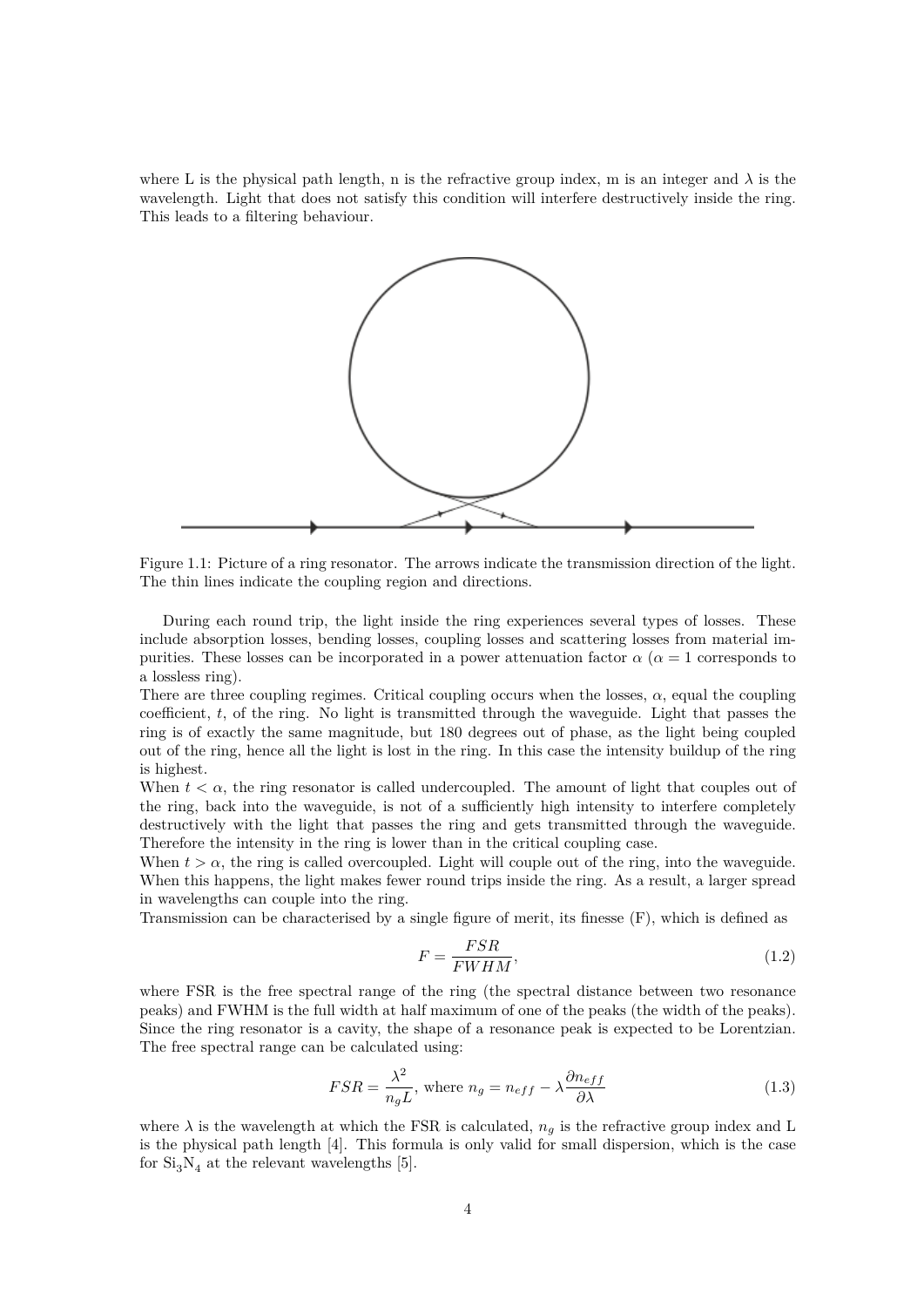where L is the physical path length, n is the refractive group index, m is an integer and $\lambda$ is the wavelength. Light that does not satisfy this condition will interfere destructively inside the ring. This leads to a filtering behaviour.

Figure 1.1: Picture of a ring resonator. The arrows indicate the transmission direction of the light. The thin lines indicate the coupling region and directions.

During each round trip, the light inside the ring experiences several types of losses. These include absorption losses, bending losses, coupling losses and scattering losses from material impurities. These losses can be incorporated in a power attenuation factor $\alpha$ ($\alpha = 1$ corresponds to a lossless ring).

There are three coupling regimes. Critical coupling occurs when the losses, $\alpha$, equal the coupling coefficient, $t$, of the ring. No light is transmitted through the waveguide. Light that passes the ring is of exactly the same magnitude, but 180 degrees out of phase, as the light being coupled out of the ring, hence all the light is lost in the ring. In this case the intensity buildup of the ring is highest.

When $t < \alpha$, the ring resonator is called undercoupled. The amount of light that couples out of the ring, back into the waveguide, is not of a sufficiently high intensity to interfere completely destructively with the light that passes the ring and gets transmitted through the waveguide. Therefore the intensity in the ring is lower than in the critical coupling case.

When $t > \alpha$, the ring is called overcoupled. Light will couple out of the ring, into the waveguide. When this happens, the light makes fewer round trips inside the ring. As a result, a larger spread in wavelengths can couple into the ring.

Transmission can be characterised by a single figure of merit, its finesse (F), which is defined as

$$F = \frac{FSR}{FWHM}, \tag{1.2}$$

where FSR is the free spectral range of the ring (the spectral distance between two resonance peaks) and FWHM is the full width at half maximum of one of the peaks (the width of the peaks). Since the ring resonator is a cavity, the shape of a resonance peak is expected to be Lorentzian. The free spectral range can be calculated using:

$$FSR = \frac{\lambda^2}{n_g L}, \text{ where } n_g = n_{eff} - \lambda \frac{\partial n_{eff}}{\partial \lambda} \tag{1.3}$$

where $\lambda$ is the wavelength at which the FSR is calculated, $n_g$ is the refractive group index and L is the physical path length [4]. This formula is only valid for small dispersion, which is the case for $Si_3N_4$ at the relevant wavelengths [5].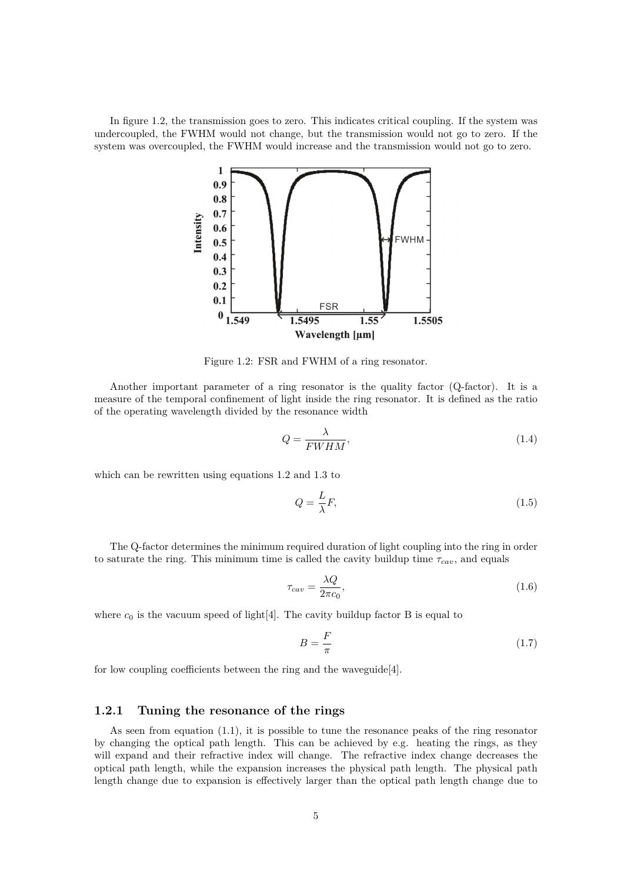In figure 1.2, the transmission goes to zero. This indicates critical coupling. If the system was undercoupled, the FWHM would not change, but the transmission would not go to zero. If the system was overcoupled, the FWHM would increase and the transmission would not go to zero.

Figure 1.2: FSR and FWHM of a ring resonator.

Another important parameter of a ring resonator is the quality factor (Q-factor). It is a measure of the temporal confinement of light inside the ring resonator. It is defined as the ratio of the operating wavelength divided by the resonance width

$$Q = \frac{\lambda}{FWHM}, \tag{1.4}$$

which can be rewritten using equations 1.2 and 1.3 to

$$Q = \frac{L}{\lambda}F, \tag{1.5}$$

The Q-factor determines the minimum required duration of light coupling into the ring in order to saturate the ring. This minimum time is called the cavity buildup time $\tau_{cav}$, and equals

$$\tau_{cav} = \frac{\lambda Q}{2\pi c_0}, \tag{1.6}$$

where $c_0$ is the vacuum speed of light[4]. The cavity buildup factor B is equal to

$$B = \frac{F}{\pi} \tag{1.7}$$

for low coupling coefficients between the ring and the waveguide[4].

### 1.2.1 Tuning the resonance of the rings

As seen from equation (1.1), it is possible to tune the resonance peaks of the ring resonator by changing the optical path length. This can be achieved by e.g. heating the rings, as they will expand and their refractive index will change. The refractive index change decreases the optical path length, while the expansion increases the physical path length. The physical path length change due to expansion is effectively larger than the optical path length change due to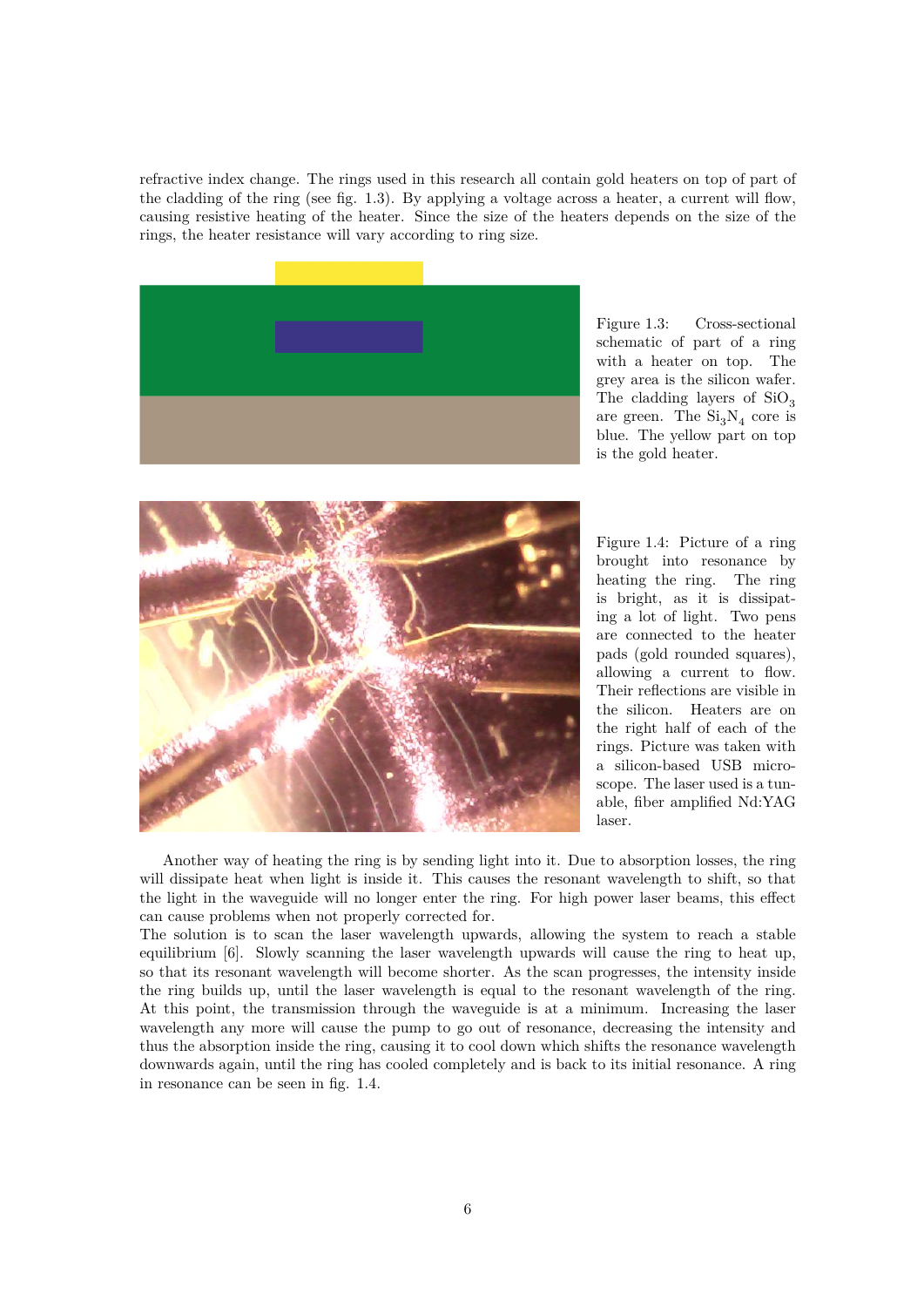refractive index change. The rings used in this research all contain gold heaters on top of part of the cladding of the ring (see fig. 1.3). By applying a voltage across a heater, a current will flow, causing resistive heating of the heater. Since the size of the heaters depends on the size of the rings, the heater resistance will vary according to ring size.

Figure 1.3: Cross-sectional schematic of part of a ring with a heater on top. The grey area is the silicon wafer. The cladding layers of $SiO_3$ are green. The $Si_3N_4$ core is blue. The yellow part on top is the gold heater.

Figure 1.4: Picture of a ring brought into resonance by heating the ring. The ring is bright, as it is dissipating a lot of light. Two pens are connected to the heater pads (gold rounded squares), allowing a current to flow. Their reflections are visible in the silicon. Heaters are on the right half of each of the rings. Picture was taken with a silicon-based USB microscope. The laser used is a tunable, fiber amplified Nd:YAG laser.

Another way of heating the ring is by sending light into it. Due to absorption losses, the ring will dissipate heat when light is inside it. This causes the resonant wavelength to shift, so that the light in the waveguide will no longer enter the ring. For high power laser beams, this effect can cause problems when not properly corrected for.

The solution is to scan the laser wavelength upwards, allowing the system to reach a stable equilibrium [6]. Slowly scanning the laser wavelength upwards will cause the ring to heat up, so that its resonant wavelength will become shorter. As the scan progresses, the intensity inside the ring builds up, until the laser wavelength is equal to the resonant wavelength of the ring. At this point, the transmission through the waveguide is at a minimum. Increasing the laser wavelength any more will cause the pump to go out of resonance, decreasing the intensity and thus the absorption inside the ring, causing it to cool down which shifts the resonance wavelength downwards again, until the ring has cooled completely and is back to its initial resonance. A ring in resonance can be seen in fig. 1.4.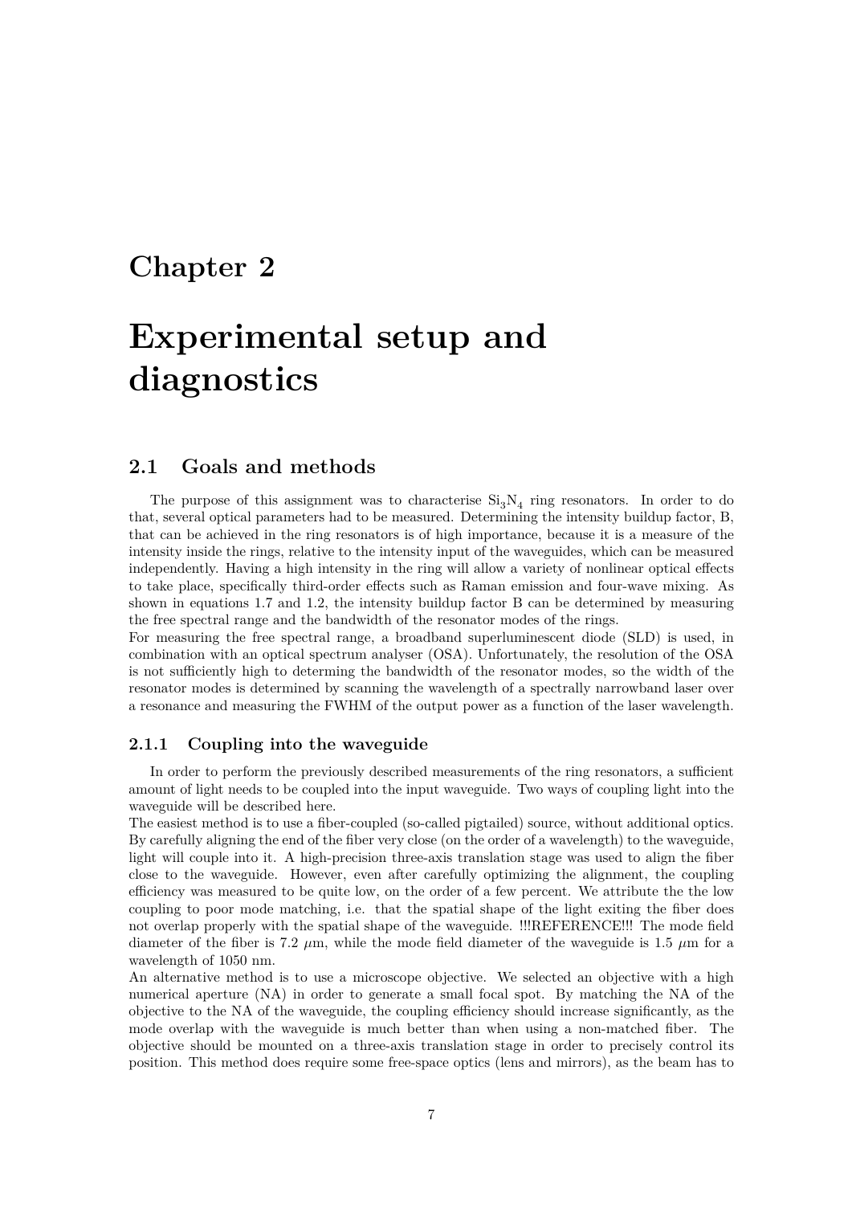# Chapter 2

# Experimental setup and diagnostics

## 2.1 Goals and methods

The purpose of this assignment was to characterise $Si_3N_4$ ring resonators. In order to do that, several optical parameters had to be measured. Determining the intensity buildup factor, B, that can be achieved in the ring resonators is of high importance, because it is a measure of the intensity inside the rings, relative to the intensity input of the waveguides, which can be measured independently. Having a high intensity in the ring will allow a variety of nonlinear optical effects to take place, specifically third-order effects such as Raman emission and four-wave mixing. As shown in equations 1.7 and 1.2, the intensity buildup factor B can be determined by measuring the free spectral range and the bandwidth of the resonator modes of the rings.

For measuring the free spectral range, a broadband superluminescent diode (SLD) is used, in combination with an optical spectrum analyser (OSA). Unfortunately, the resolution of the OSA is not sufficiently high to determing the bandwidth of the resonator modes, so the width of the resonator modes is determined by scanning the wavelength of a spectrally narrowband laser over a resonance and measuring the FWHM of the output power as a function of the laser wavelength.

### 2.1.1 Coupling into the waveguide

In order to perform the previously described measurements of the ring resonators, a sufficient amount of light needs to be coupled into the input waveguide. Two ways of coupling light into the waveguide will be described here.

The easiest method is to use a fiber-coupled (so-called pigtailed) source, without additional optics. By carefully aligning the end of the fiber very close (on the order of a wavelength) to the waveguide, light will couple into it. A high-precision three-axis translation stage was used to align the fiber close to the waveguide. However, even after carefully optimizing the alignment, the coupling efficiency was measured to be quite low, on the order of a few percent. We attribute the the low coupling to poor mode matching, i.e. that the spatial shape of the light exiting the fiber does not overlap properly with the spatial shape of the waveguide. !!!REFERENCE!!! The mode field diameter of the fiber is 7.2 $\mu$m, while the mode field diameter of the waveguide is 1.5 $\mu$m for a wavelength of 1050 nm.

An alternative method is to use a microscope objective. We selected an objective with a high numerical aperture (NA) in order to generate a small focal spot. By matching the NA of the objective to the NA of the waveguide, the coupling efficiency should increase significantly, as the mode overlap with the waveguide is much better than when using a non-matched fiber. The objective should be mounted on a three-axis translation stage in order to precisely control its position. This method does require some free-space optics (lens and mirrors), as the beam has to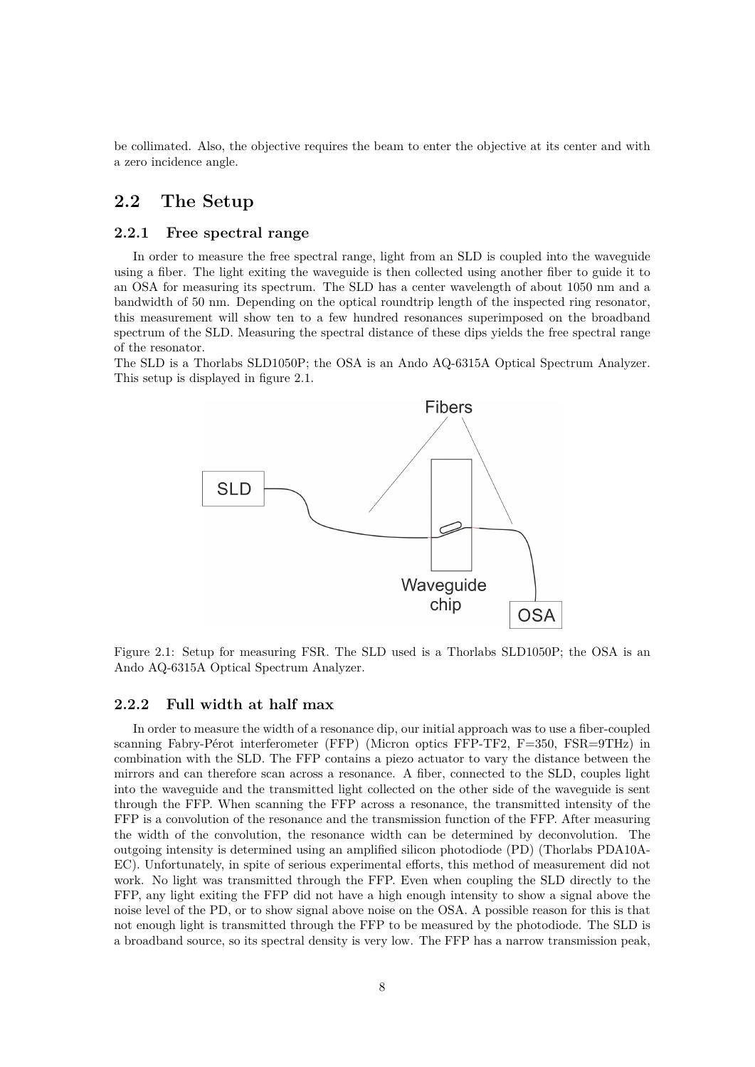be collimated. Also, the objective requires the beam to enter the objective at its center and with a zero incidence angle.

## 2.2 The Setup

### 2.2.1 Free spectral range

In order to measure the free spectral range, light from an SLD is coupled into the waveguide using a fiber. The light exiting the waveguide is then collected using another fiber to guide it to an OSA for measuring its spectrum. The SLD has a center wavelength of about 1050 nm and a bandwidth of 50 nm. Depending on the optical roundtrip length of the inspected ring resonator, this measurement will show ten to a few hundred resonances superimposed on the broadband spectrum of the SLD. Measuring the spectral distance of these dips yields the free spectral range of the resonator.
The SLD is a Thorlabs SLD1050P; the OSA is an Ando AQ-6315A Optical Spectrum Analyzer. This setup is displayed in figure 2.1.

Figure 2.1: Setup for measuring FSR. The SLD used is a Thorlabs SLD1050P; the OSA is an Ando AQ-6315A Optical Spectrum Analyzer.

### 2.2.2 Full width at half max

In order to measure the width of a resonance dip, our initial approach was to use a fiber-coupled scanning Fabry-Pérot interferometer (FFP) (Micron optics FFP-TF2, F=350, FSR=9THz) in combination with the SLD. The FFP contains a piezo actuator to vary the distance between the mirrors and can therefore scan across a resonance. A fiber, connected to the SLD, couples light into the waveguide and the transmitted light collected on the other side of the waveguide is sent through the FFP. When scanning the FFP across a resonance, the transmitted intensity of the FFP is a convolution of the resonance and the transmission function of the FFP. After measuring the width of the convolution, the resonance width can be determined by deconvolution. The outgoing intensity is determined using an amplified silicon photodiode (PD) (Thorlabs PDA10A-EC). Unfortunately, in spite of serious experimental efforts, this method of measurement did not work. No light was transmitted through the FFP. Even when coupling the SLD directly to the FFP, any light exiting the FFP did not have a high enough intensity to show a signal above the noise level of the PD, or to show signal above noise on the OSA. A possible reason for this is that not enough light is transmitted through the FFP to be measured by the photodiode. The SLD is a broadband source, so its spectral density is very low. The FFP has a narrow transmission peak,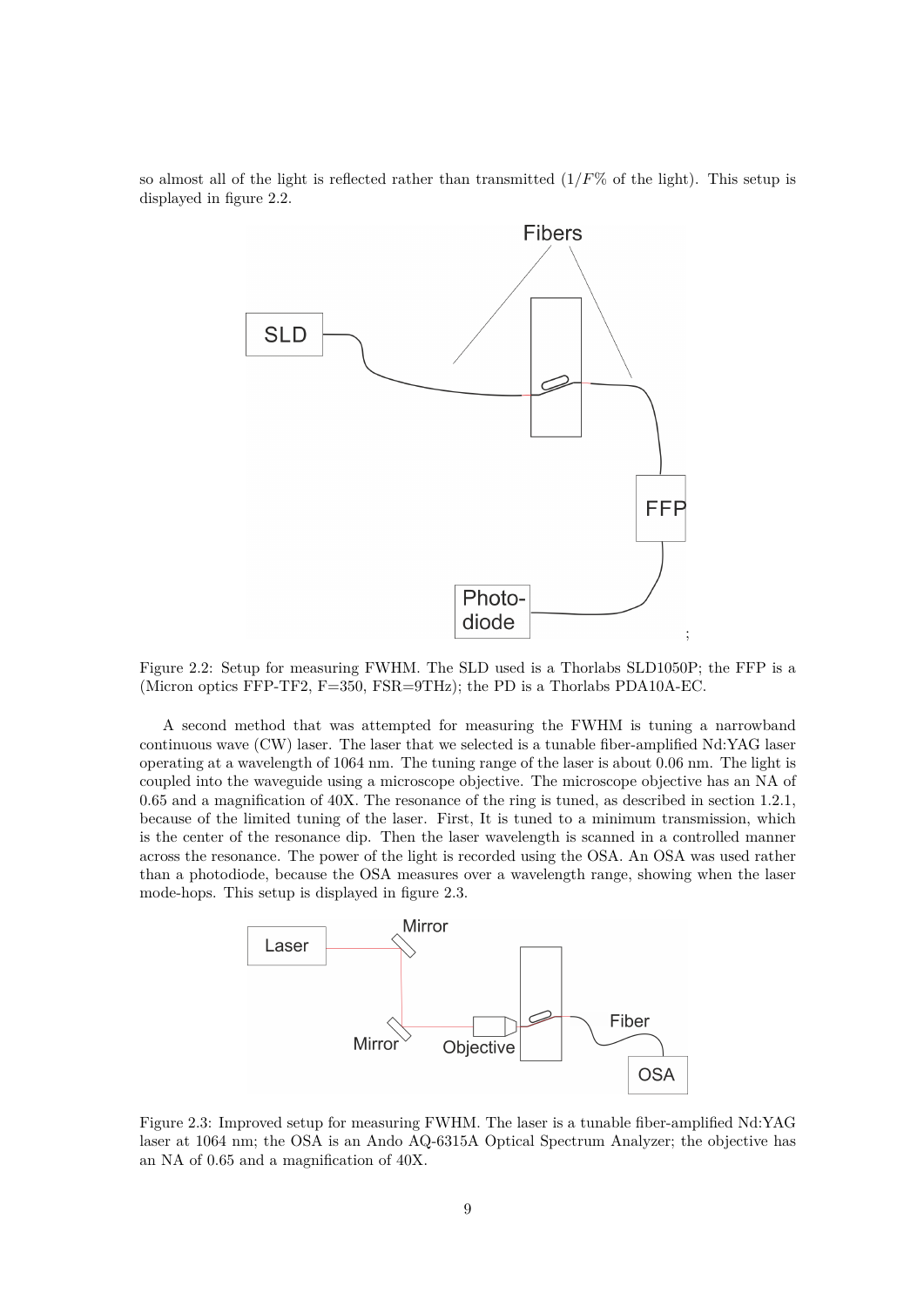so almost all of the light is reflected rather than transmitted ($1/F$% of the light). This setup is displayed in figure 2.2.

Figure 2.2: Setup for measuring FWHM. The SLD used is a Thorlabs SLD1050P; the FFP is a (Micron optics FFP-TF2, F=350, FSR=9THz); the PD is a Thorlabs PDA10A-EC.

A second method that was attempted for measuring the FWHM is tuning a narrowband continuous wave (CW) laser. The laser that we selected is a tunable fiber-amplified Nd:YAG laser operating at a wavelength of 1064 nm. The tuning range of the laser is about 0.06 nm. The light is coupled into the waveguide using a microscope objective. The microscope objective has an NA of 0.65 and a magnification of 40X. The resonance of the ring is tuned, as described in section 1.2.1, because of the limited tuning of the laser. First, It is tuned to a minimum transmission, which is the center of the resonance dip. Then the laser wavelength is scanned in a controlled manner across the resonance. The power of the light is recorded using the OSA. An OSA was used rather than a photodiode, because the OSA measures over a wavelength range, showing when the laser mode-hops. This setup is displayed in figure 2.3.

Figure 2.3: Improved setup for measuring FWHM. The laser is a tunable fiber-amplified Nd:YAG laser at 1064 nm; the OSA is an Ando AQ-6315A Optical Spectrum Analyzer; the objective has an NA of 0.65 and a magnification of 40X.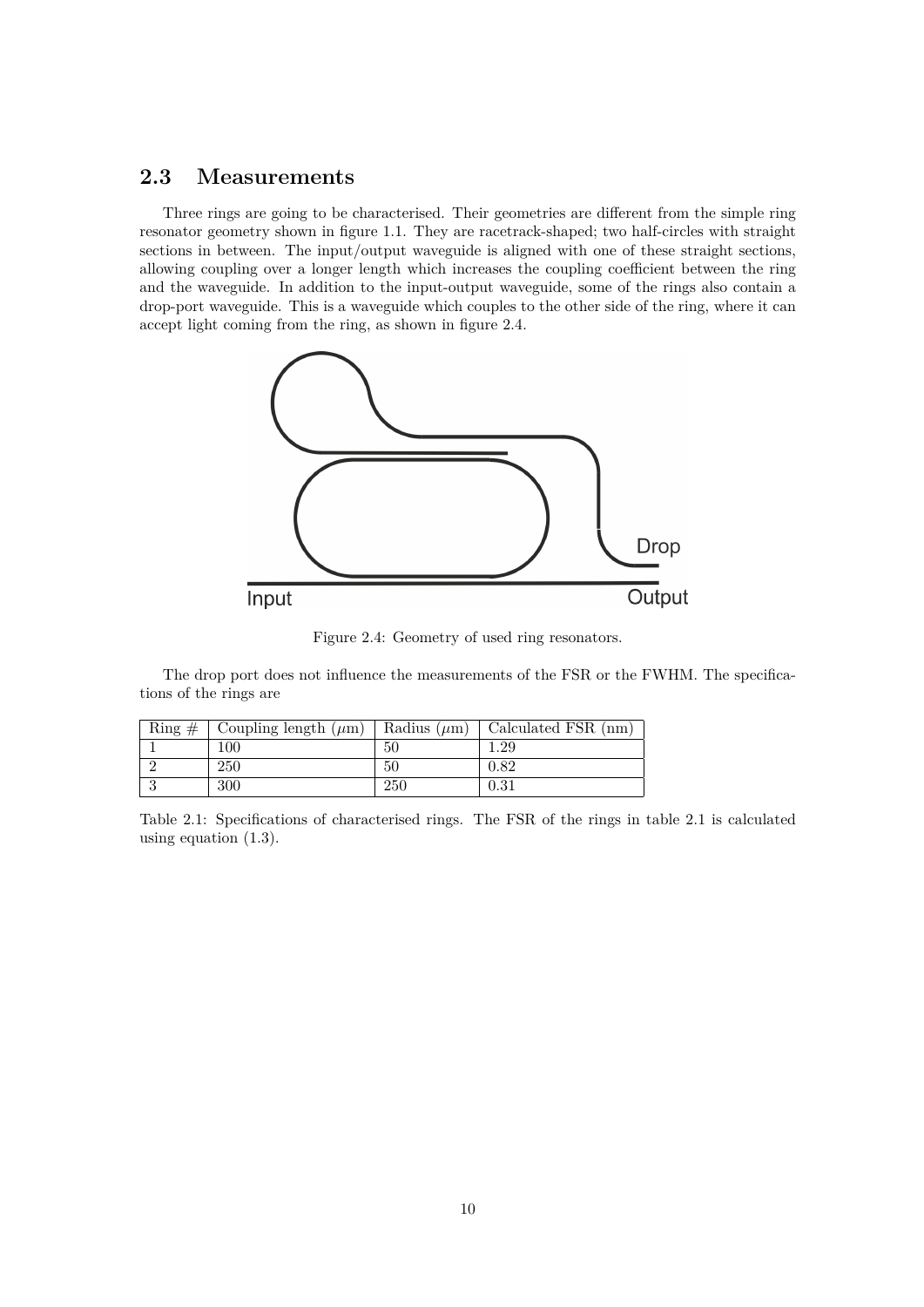## 2.3 Measurements

Three rings are going to be characterised. Their geometries are different from the simple ring resonator geometry shown in figure 1.1. They are racetrack-shaped; two half-circles with straight sections in between. The input/output waveguide is aligned with one of these straight sections, allowing coupling over a longer length which increases the coupling coefficient between the ring and the waveguide. In addition to the input-output waveguide, some of the rings also contain a drop-port waveguide. This is a waveguide which couples to the other side of the ring, where it can accept light coming from the ring, as shown in figure 2.4.

Figure 2.4: Geometry of used ring resonators.

The drop port does not influence the measurements of the FSR or the FWHM. The specifications of the rings are

| Ring # | Coupling length ($\mu$m) | Radius ($\mu$m) | Calculated FSR (nm) |
|---|---|---|---|
| 1 | 100 | 50 | 1.29 |
| 2 | 250 | 50 | 0.82 |
| 3 | 300 | 250 | 0.31 |

Table 2.1: Specifications of characterised rings. The FSR of the rings in table 2.1 is calculated using equation (1.3).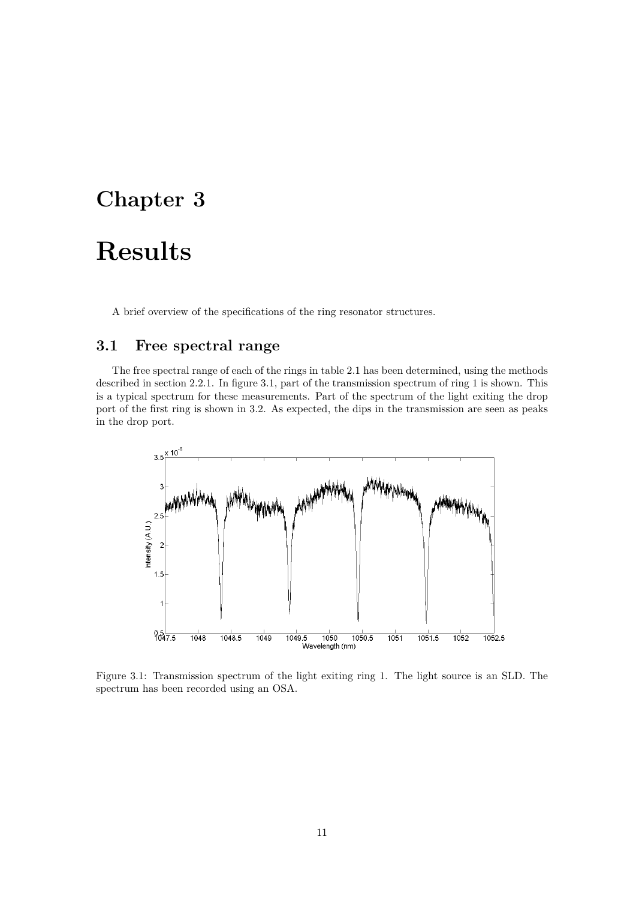# Chapter 3

# Results

A brief overview of the specifications of the ring resonator structures.

## 3.1 Free spectral range

The free spectral range of each of the rings in table 2.1 has been determined, using the methods described in section 2.2.1. In figure 3.1, part of the transmission spectrum of ring 1 is shown. This is a typical spectrum for these measurements. Part of the spectrum of the light exiting the drop port of the first ring is shown in 3.2. As expected, the dips in the transmission are seen as peaks in the drop port.

Figure 3.1: Transmission spectrum of the light exiting ring 1. The light source is an SLD. The spectrum has been recorded using an OSA.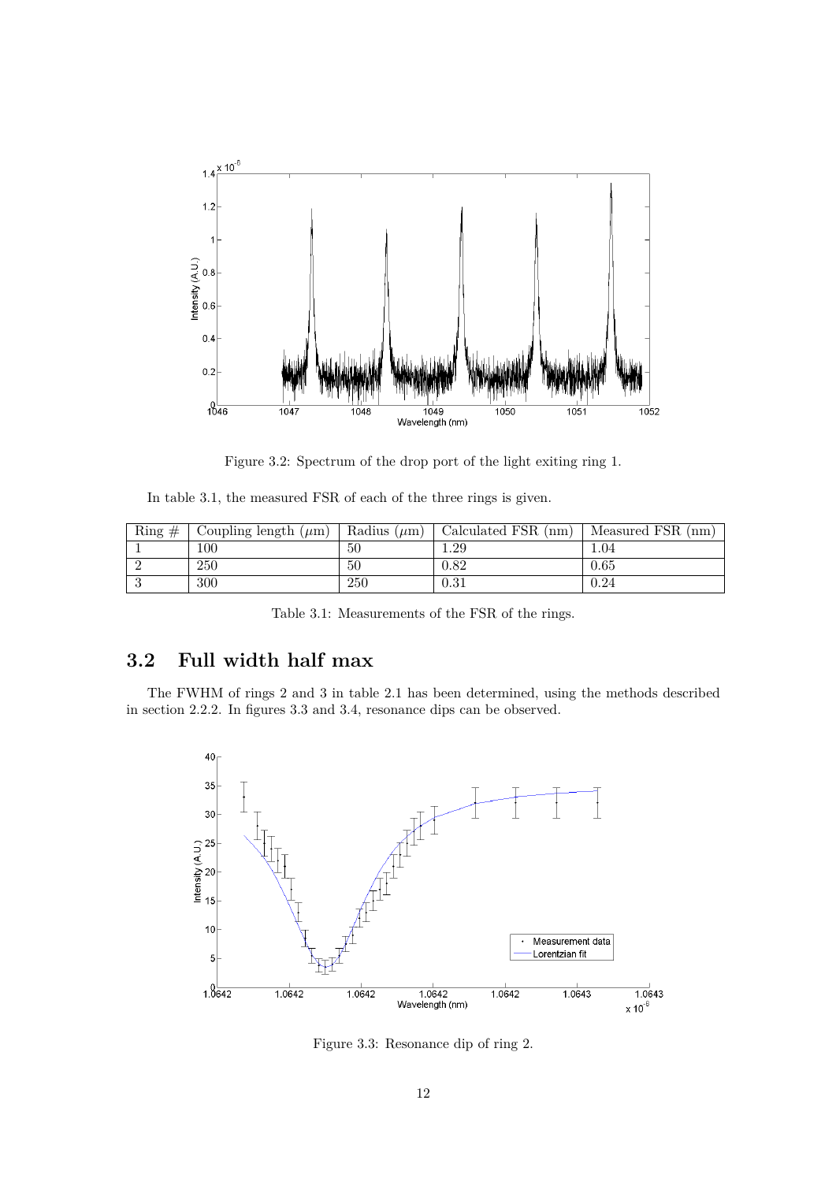Figure 3.2: Spectrum of the drop port of the light exiting ring 1.

In table 3.1, the measured FSR of each of the three rings is given.

| Ring # | Coupling length ($\mu$m) | Radius ($\mu$m) | Calculated FSR (nm) | Measured FSR (nm) |
|---|---|---|---|---|
| 1 | 100 | 50 | 1.29 | 1.04 |
| 2 | 250 | 50 | 0.82 | 0.65 |
| 3 | 300 | 250 | 0.31 | 0.24 |

Table 3.1: Measurements of the FSR of the rings.

## 3.2 Full width half max

The FWHM of rings 2 and 3 in table 2.1 has been determined, using the methods described in section 2.2.2. In figures 3.3 and 3.4, resonance dips can be observed.

Figure 3.3: Resonance dip of ring 2.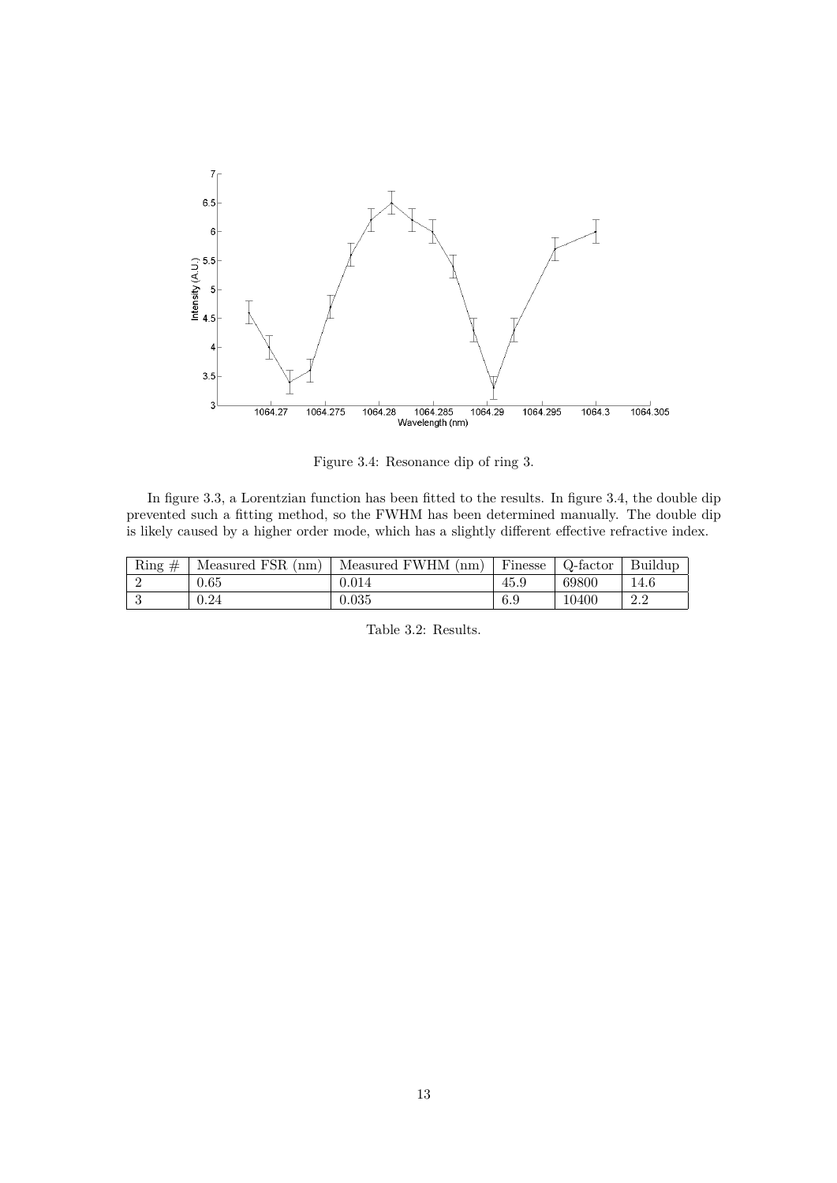Figure 3.4: Resonance dip of ring 3.

In figure 3.3, a Lorentzian function has been fitted to the results. In figure 3.4, the double dip prevented such a fitting method, so the FWHM has been determined manually. The double dip is likely caused by a higher order mode, which has a slightly different effective refractive index.

| Ring # | Measured FSR (nm) | Measured FWHM (nm) | Finesse | Q-factor | Buildup |
|---|---|---|---|---|---|
| 2 | 0.65 | 0.014 | 45.9 | 69800 | 14.6 |
| 3 | 0.24 | 0.035 | 6.9 | 10400 | 2.2 |

Table 3.2: Results.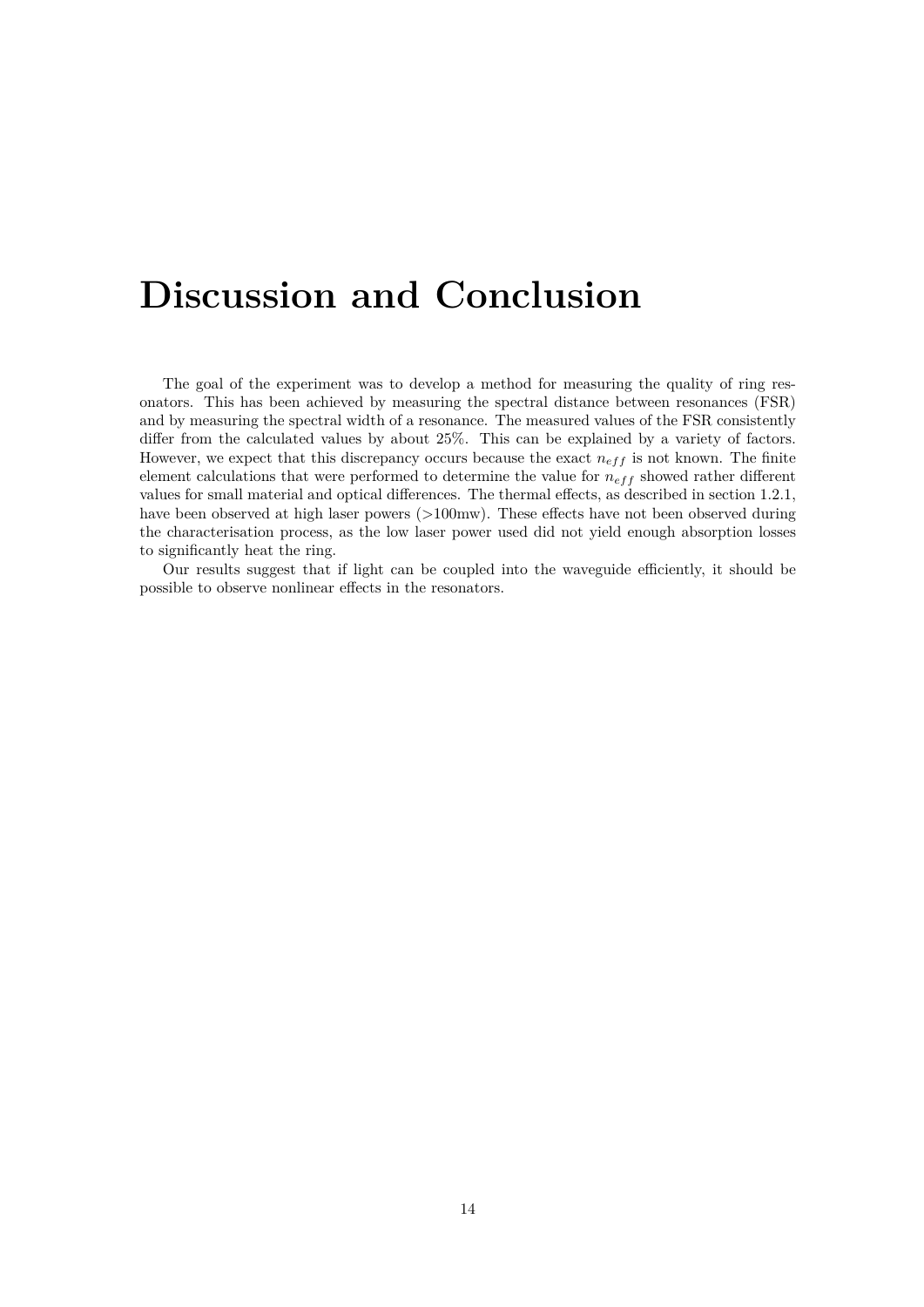# Discussion and Conclusion

The goal of the experiment was to develop a method for measuring the quality of ring resonators. This has been achieved by measuring the spectral distance between resonances (FSR) and by measuring the spectral width of a resonance. The measured values of the FSR consistently differ from the calculated values by about 25%. This can be explained by a variety of factors. However, we expect that this discrepancy occurs because the exact $n_{eff}$ is not known. The finite element calculations that were performed to determine the value for $n_{eff}$ showed rather different values for small material and optical differences. The thermal effects, as described in section 1.2.1, have been observed at high laser powers (>100mw). These effects have not been observed during the characterisation process, as the low laser power used did not yield enough absorption losses to significantly heat the ring.

Our results suggest that if light can be coupled into the waveguide efficiently, it should be possible to observe nonlinear effects in the resonators.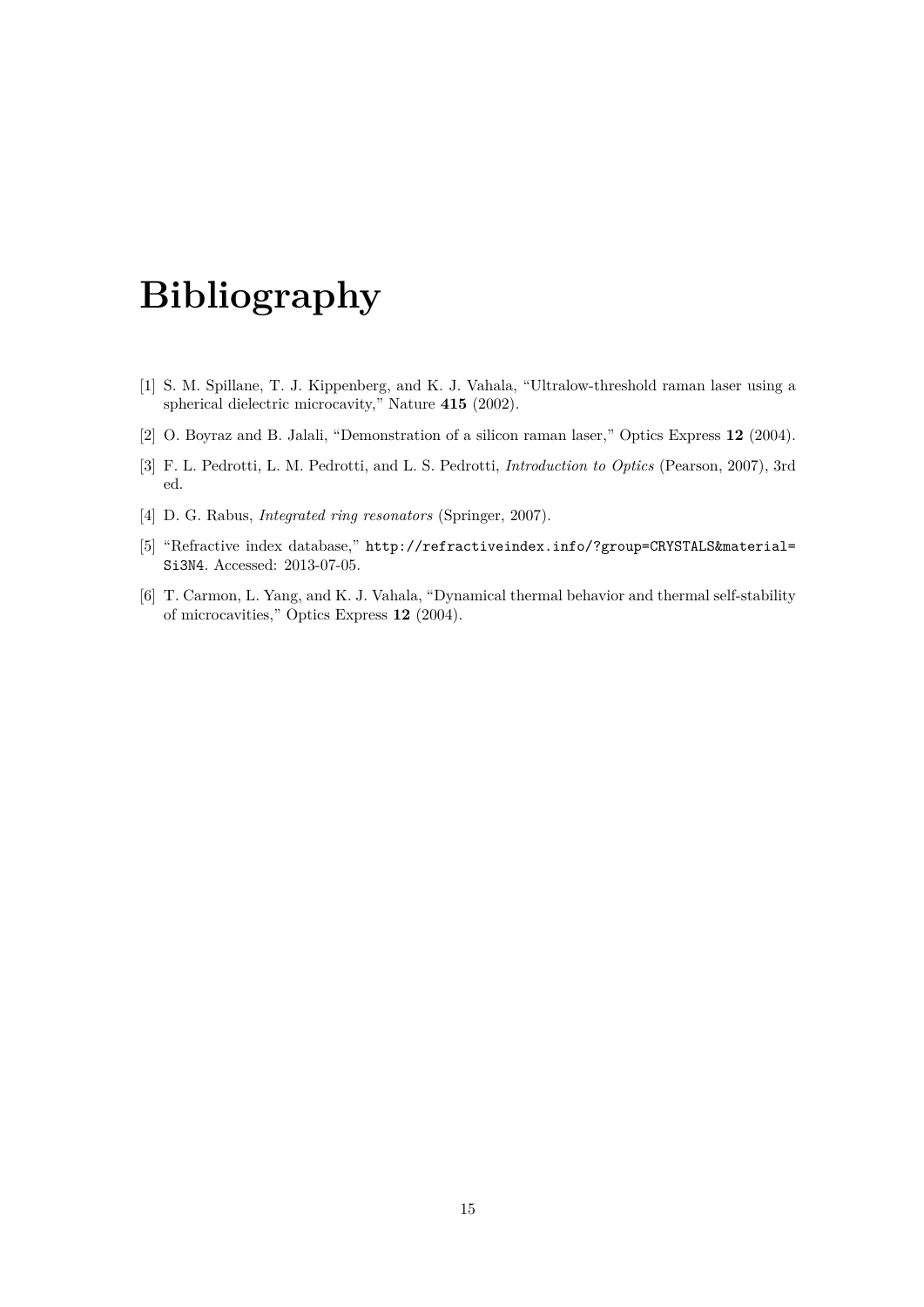# Bibliography

[1] S. M. Spillane, T. J. Kippenberg, and K. J. Vahala, "Ultralow-threshold raman laser using a spherical dielectric microcavity," Nature **415** (2002).

[2] O. Boyraz and B. Jalali, "Demonstration of a silicon raman laser," Optics Express **12** (2004).

[3] F. L. Pedrotti, L. M. Pedrotti, and L. S. Pedrotti, *Introduction to Optics* (Pearson, 2007), 3rd ed.

[4] D. G. Rabus, *Integrated ring resonators* (Springer, 2007).

[5] "Refractive index database," `http://refractiveindex.info/?group=CRYSTALS&material=Si3N4`. Accessed: 2013-07-05.

[6] T. Carmon, L. Yang, and K. J. Vahala, "Dynamical thermal behavior and thermal self-stability of microcavities," Optics Express **12** (2004).